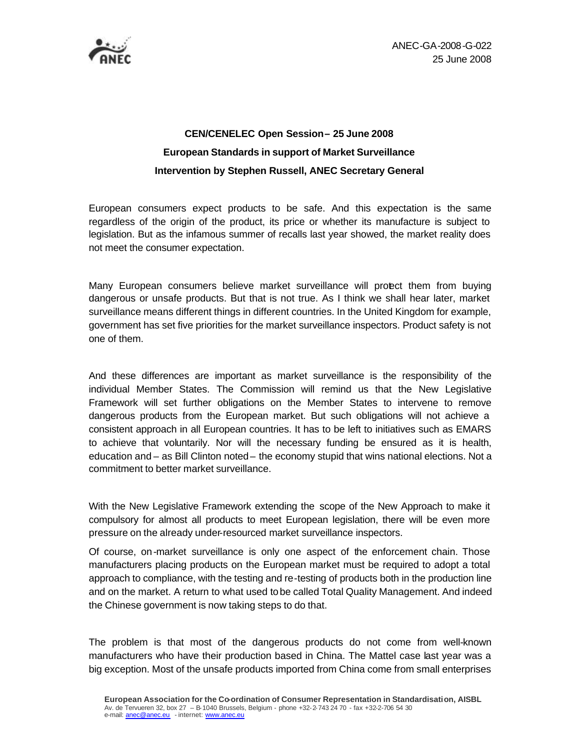ANEC-GA-2008-G-022
25 June 2008

**CEN/CENELEC Open Session – 25 June 2008**

**European Standards in support of Market Surveillance**

**Intervention by Stephen Russell, ANEC Secretary General**

European consumers expect products to be safe. And this expectation is the same regardless of the origin of the product, its price or whether its manufacture is subject to legislation. But as the infamous summer of recalls last year showed, the market reality does not meet the consumer expectation.

Many European consumers believe market surveillance will protect them from buying dangerous or unsafe products. But that is not true. As I think we shall hear later, market surveillance means different things in different countries. In the United Kingdom for example, government has set five priorities for the market surveillance inspectors. Product safety is not one of them.

And these differences are important as market surveillance is the responsibility of the individual Member States. The Commission will remind us that the New Legislative Framework will set further obligations on the Member States to intervene to remove dangerous products from the European market. But such obligations will not achieve a consistent approach in all European countries. It has to be left to initiatives such as EMARS to achieve that voluntarily. Nor will the necessary funding be ensured as it is health, education and – as Bill Clinton noted – the economy stupid that wins national elections. Not a commitment to better market surveillance.

With the New Legislative Framework extending the scope of the New Approach to make it compulsory for almost all products to meet European legislation, there will be even more pressure on the already under-resourced market surveillance inspectors.

Of course, on-market surveillance is only one aspect of the enforcement chain. Those manufacturers placing products on the European market must be required to adopt a total approach to compliance, with the testing and re-testing of products both in the production line and on the market. A return to what used to be called Total Quality Management. And indeed the Chinese government is now taking steps to do that.

The problem is that most of the dangerous products do not come from well-known manufacturers who have their production based in China. The Mattel case last year was a big exception. Most of the unsafe products imported from China come from small enterprises

**European Association for the Co-ordination of Consumer Representation in Standardisation, AISBL**
Av. de Tervueren 32, box 27 – B-1040 Brussels, Belgium - phone +32-2-743 24 70 - fax +32-2-706 54 30
e-mail: anec@anec.eu - internet: www.anec.eu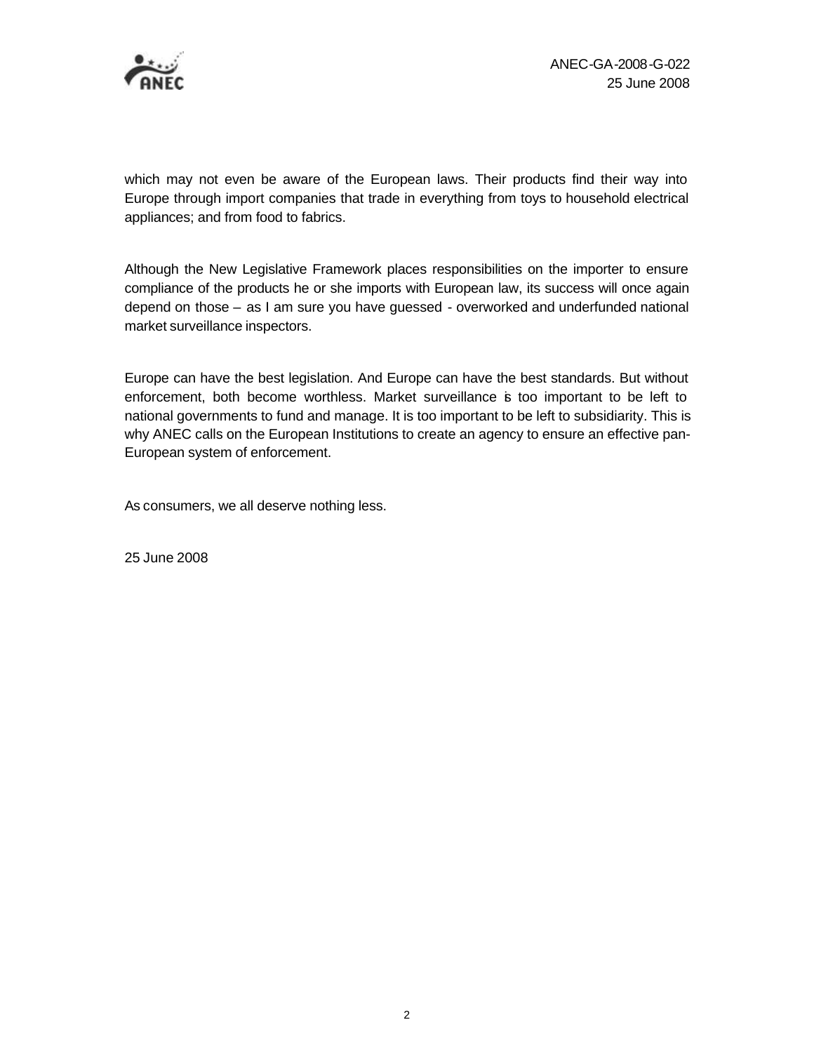which may not even be aware of the European laws. Their products find their way into Europe through import companies that trade in everything from toys to household electrical appliances; and from food to fabrics.

Although the New Legislative Framework places responsibilities on the importer to ensure compliance of the products he or she imports with European law, its success will once again depend on those – as I am sure you have guessed - overworked and underfunded national market surveillance inspectors.

Europe can have the best legislation. And Europe can have the best standards. But without enforcement, both become worthless. Market surveillance is too important to be left to national governments to fund and manage. It is too important to be left to subsidiarity. This is why ANEC calls on the European Institutions to create an agency to ensure an effective pan-European system of enforcement.

As consumers, we all deserve nothing less.

25 June 2008